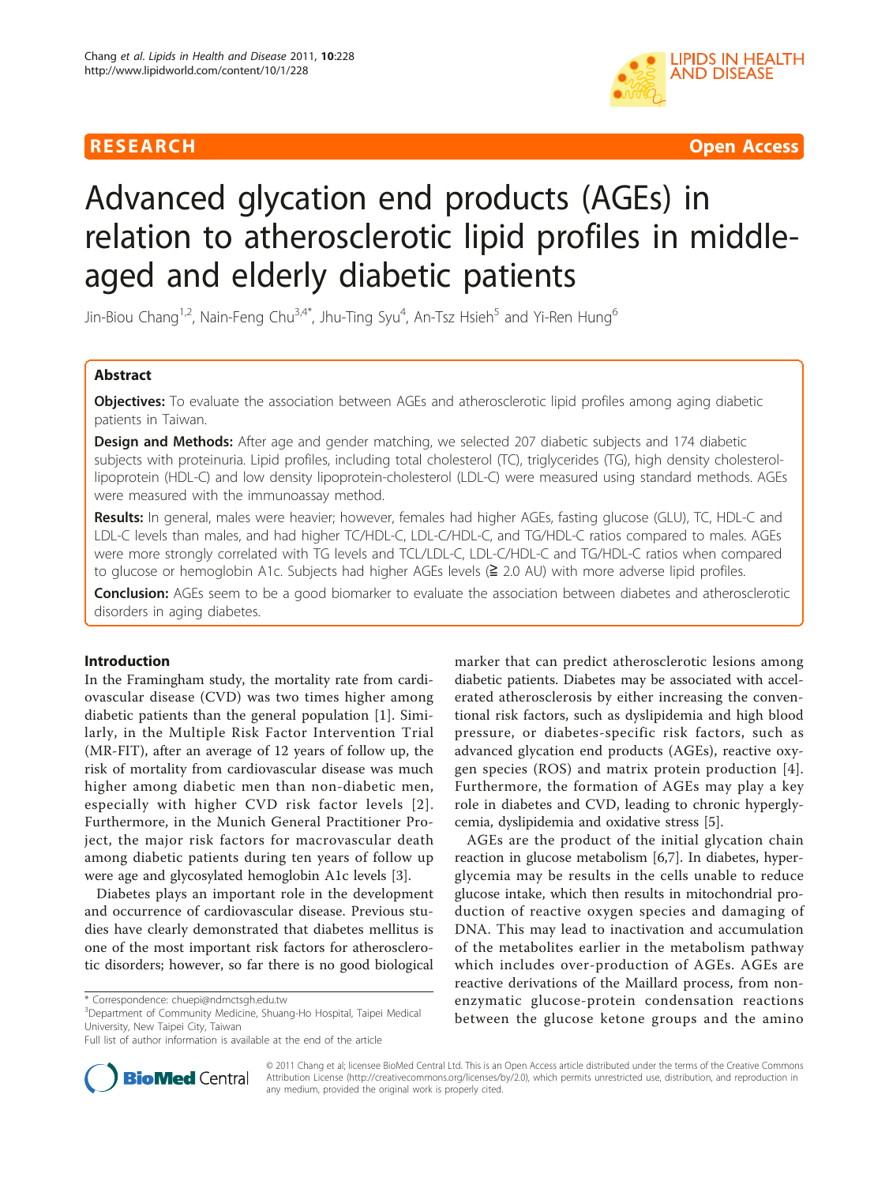RESEARCH Open Access

# Advanced glycation end products (AGEs) in relation to atherosclerotic lipid profiles in middle-aged and elderly diabetic patients

Jin-Biou Chang[1,2], Nain-Feng Chu[3,4*], Jhu-Ting Syu[4], An-Tsz Hsieh[5] and Yi-Ren Hung[6]

## Abstract

**Objectives:** To evaluate the association between AGEs and atherosclerotic lipid profiles among aging diabetic patients in Taiwan.

**Design and Methods:** After age and gender matching, we selected 207 diabetic subjects and 174 diabetic subjects with proteinuria. Lipid profiles, including total cholesterol (TC), triglycerides (TG), high density cholesterol-lipoprotein (HDL-C) and low density lipoprotein-cholesterol (LDL-C) were measured using standard methods. AGEs were measured with the immunoassay method.

**Results:** In general, males were heavier; however, females had higher AGEs, fasting glucose (GLU), TC, HDL-C and LDL-C levels than males, and had higher TC/HDL-C, LDL-C/HDL-C, and TG/HDL-C ratios compared to males. AGEs were more strongly correlated with TG levels and TCL/LDL-C, LDL-C/HDL-C and TG/HDL-C ratios when compared to glucose or hemoglobin A1c. Subjects had higher AGEs levels (≧ 2.0 AU) with more adverse lipid profiles.

**Conclusion:** AGEs seem to be a good biomarker to evaluate the association between diabetes and atherosclerotic disorders in aging diabetes.

## Introduction

In the Framingham study, the mortality rate from cardiovascular disease (CVD) was two times higher among diabetic patients than the general population [1]. Similarly, in the Multiple Risk Factor Intervention Trial (MR-FIT), after an average of 12 years of follow up, the risk of mortality from cardiovascular disease was much higher among diabetic men than non-diabetic men, especially with higher CVD risk factor levels [2]. Furthermore, in the Munich General Practitioner Project, the major risk factors for macrovascular death among diabetic patients during ten years of follow up were age and glycosylated hemoglobin A1c levels [3].

Diabetes plays an important role in the development and occurrence of cardiovascular disease. Previous studies have clearly demonstrated that diabetes mellitus is one of the most important risk factors for atherosclerotic disorders; however, so far there is no good biological marker that can predict atherosclerotic lesions among diabetic patients. Diabetes may be associated with accelerated atherosclerosis by either increasing the conventional risk factors, such as dyslipidemia and high blood pressure, or diabetes-specific risk factors, such as advanced glycation end products (AGEs), reactive oxygen species (ROS) and matrix protein production [4]. Furthermore, the formation of AGEs may play a key role in diabetes and CVD, leading to chronic hyperglycemia, dyslipidemia and oxidative stress [5].

AGEs are the product of the initial glycation chain reaction in glucose metabolism [6,7]. In diabetes, hyperglycemia may be results in the cells unable to reduce glucose intake, which then results in mitochondrial production of reactive oxygen species and damaging of DNA. This may lead to inactivation and accumulation of the metabolites earlier in the metabolism pathway which includes over-production of AGEs. AGEs are reactive derivations of the Maillard process, from non-enzymatic glucose-protein condensation reactions between the glucose ketone groups and the amino

\* Correspondence: chuepi@ndmctsgh.edu.tw

[3]Department of Community Medicine, Shuang-Ho Hospital, Taipei Medical University, New Taipei City, Taiwan

Full list of author information is available at the end of the article

© 2011 Chang et al; licensee BioMed Central Ltd. This is an Open Access article distributed under the terms of the Creative Commons Attribution License (http://creativecommons.org/licenses/by/2.0), which permits unrestricted use, distribution, and reproduction in any medium, provided the original work is properly cited.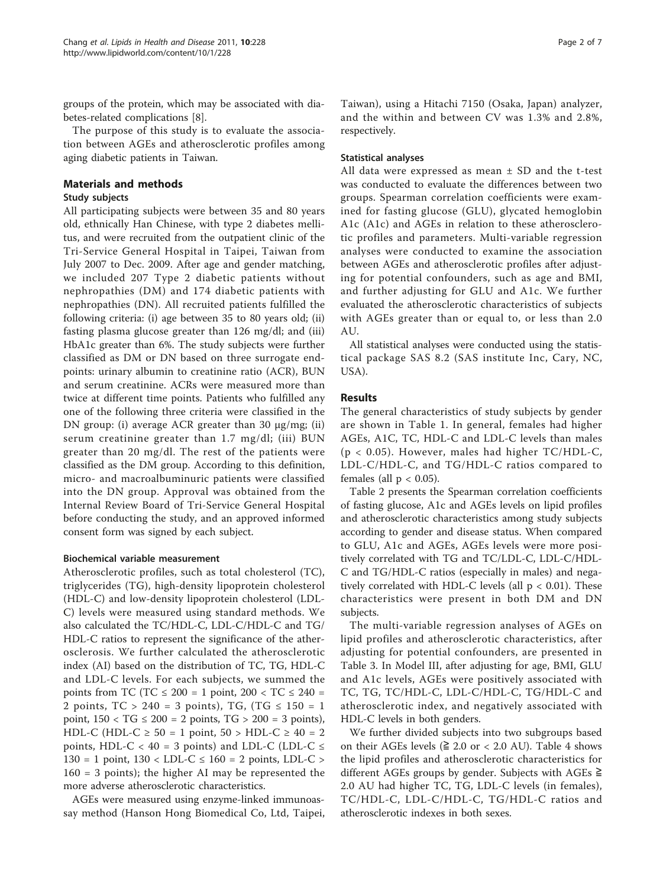groups of the protein, which may be associated with diabetes-related complications [8].

The purpose of this study is to evaluate the association between AGEs and atherosclerotic profiles among aging diabetic patients in Taiwan.

## Materials and methods

### Study subjects

All participating subjects were between 35 and 80 years old, ethnically Han Chinese, with type 2 diabetes mellitus, and were recruited from the outpatient clinic of the Tri-Service General Hospital in Taipei, Taiwan from July 2007 to Dec. 2009. After age and gender matching, we included 207 Type 2 diabetic patients without nephropathies (DM) and 174 diabetic patients with nephropathies (DN). All recruited patients fulfilled the following criteria: (i) age between 35 to 80 years old; (ii) fasting plasma glucose greater than 126 mg/dl; and (iii) HbA1c greater than 6%. The study subjects were further classified as DM or DN based on three surrogate endpoints: urinary albumin to creatinine ratio (ACR), BUN and serum creatinine. ACRs were measured more than twice at different time points. Patients who fulfilled any one of the following three criteria were classified in the DN group: (i) average ACR greater than 30 μg/mg; (ii) serum creatinine greater than 1.7 mg/dl; (iii) BUN greater than 20 mg/dl. The rest of the patients were classified as the DM group. According to this definition, micro- and macroalbuminuric patients were classified into the DN group. Approval was obtained from the Internal Review Board of Tri-Service General Hospital before conducting the study, and an approved informed consent form was signed by each subject.

#### Biochemical variable measurement

Atherosclerotic profiles, such as total cholesterol (TC), triglycerides (TG), high-density lipoprotein cholesterol (HDL-C) and low-density lipoprotein cholesterol (LDL-C) levels were measured using standard methods. We also calculated the TC/HDL-C, LDL-C/HDL-C and TG/HDL-C ratios to represent the significance of the atherosclerosis. We further calculated the atherosclerotic index (AI) based on the distribution of TC, TG, HDL-C and LDL-C levels. For each subjects, we summed the points from TC (TC ≤ 200 = 1 point, 200 < TC ≤ 240 = 2 points, TC > 240 = 3 points), TG, (TG ≤ 150 = 1 point, 150 < TG ≤ 200 = 2 points, TG > 200 = 3 points), HDL-C (HDL-C ≥ 50 = 1 point, 50 > HDL-C ≥ 40 = 2 points, HDL-C < 40 = 3 points) and LDL-C (LDL-C ≤ 130 = 1 point, 130 < LDL-C ≤ 160 = 2 points, LDL-C > 160 = 3 points); the higher AI may be represented the more adverse atherosclerotic characteristics.

AGEs were measured using enzyme-linked immunoassay method (Hanson Hong Biomedical Co, Ltd, Taipei, Taiwan), using a Hitachi 7150 (Osaka, Japan) analyzer, and the within and between CV was 1.3% and 2.8%, respectively.

#### Statistical analyses

All data were expressed as mean ± SD and the t-test was conducted to evaluate the differences between two groups. Spearman correlation coefficients were examined for fasting glucose (GLU), glycated hemoglobin A1c (A1c) and AGEs in relation to these atherosclerotic profiles and parameters. Multi-variable regression analyses were conducted to examine the association between AGEs and atherosclerotic profiles after adjusting for potential confounders, such as age and BMI, and further adjusting for GLU and A1c. We further evaluated the atherosclerotic characteristics of subjects with AGEs greater than or equal to, or less than 2.0 AU.

All statistical analyses were conducted using the statistical package SAS 8.2 (SAS institute Inc, Cary, NC, USA).

## Results

The general characteristics of study subjects by gender are shown in Table 1. In general, females had higher AGEs, A1C, TC, HDL-C and LDL-C levels than males ($p < 0.05$). However, males had higher TC/HDL-C, LDL-C/HDL-C, and TG/HDL-C ratios compared to females (all $p < 0.05$).

Table 2 presents the Spearman correlation coefficients of fasting glucose, A1c and AGEs levels on lipid profiles and atherosclerotic characteristics among study subjects according to gender and disease status. When compared to GLU, A1c and AGEs, AGEs levels were more positively correlated with TG and TC/LDL-C, LDL-C/HDL-C and TG/HDL-C ratios (especially in males) and negatively correlated with HDL-C levels (all $p < 0.01$). These characteristics were present in both DM and DN subjects.

The multi-variable regression analyses of AGEs on lipid profiles and atherosclerotic characteristics, after adjusting for potential confounders, are presented in Table 3. In Model III, after adjusting for age, BMI, GLU and A1c levels, AGEs were positively associated with TC, TG, TC/HDL-C, LDL-C/HDL-C, TG/HDL-C and atherosclerotic index, and negatively associated with HDL-C levels in both genders.

We further divided subjects into two subgroups based on their AGEs levels (≧ 2.0 or < 2.0 AU). Table 4 shows the lipid profiles and atherosclerotic characteristics for different AGEs groups by gender. Subjects with AGEs ≧ 2.0 AU had higher TC, TG, LDL-C levels (in females), TC/HDL-C, LDL-C/HDL-C, TG/HDL-C ratios and atherosclerotic indexes in both sexes.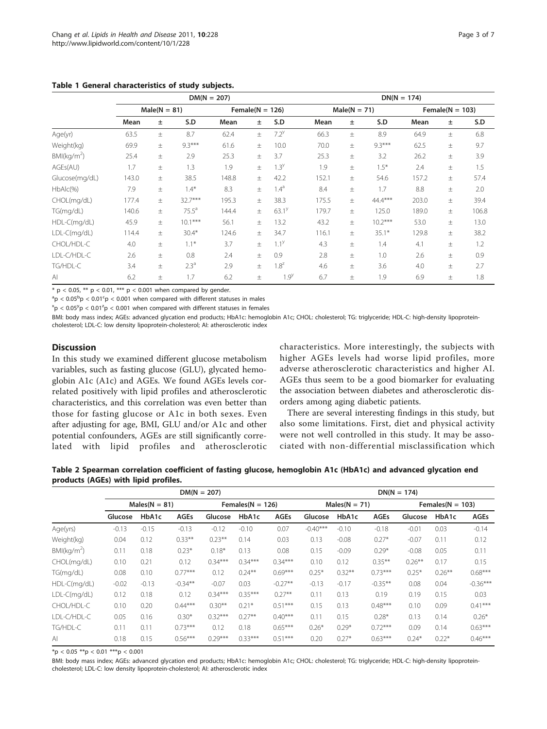**Table 1 General characteristics of study subjects.**

| | DM(N = 207) | | | | | | DN(N = 174) | | | | | |
|---|---|---|---|---|---|---|---|---|---|---|---|---|
| | Male(N = 81) | | | Female(N = 126) | | | Male(N = 71) | | | Female(N = 103) | | |
| | Mean | ± | S.D | Mean | ± | S.D | Mean | ± | S.D | Mean | ± | S.D |
| Age(yr) | 63.5 | ± | 8.7 | 62.4 | ± | 7.2[y] | 66.3 | ± | 8.9 | 64.9 | ± | 6.8 |
| Weight(kg) | 69.9 | ± | 9.3*** | 61.6 | ± | 10.0 | 70.0 | ± | 9.3*** | 62.5 | ± | 9.7 |
| BMI(kg/m$^2$) | 25.4 | ± | 2.9 | 25.3 | ± | 3.7 | 25.3 | ± | 3.2 | 26.2 | ± | 3.9 |
| AGEs(AU) | 1.7 | ± | 1.3 | 1.9 | ± | 1.3[y] | 1.9 | ± | 1.5* | 2.4 | ± | 1.5 |
| Glucose(mg/dL) | 143.0 | ± | 38.5 | 148.8 | ± | 42.2 | 152.1 | ± | 54.6 | 157.2 | ± | 57.4 |
| HbAlc(%) | 7.9 | ± | 1.4* | 8.3 | ± | 1.4[a] | 8.4 | ± | 1.7 | 8.8 | ± | 2.0 |
| CHOL(mg/dL) | 177.4 | ± | 32.7*** | 195.3 | ± | 38.3 | 175.5 | ± | 44.4*** | 203.0 | ± | 39.4 |
| TG(mg/dL) | 140.6 | ± | 75.5[a] | 144.4 | ± | 63.1[y] | 179.7 | ± | 125.0 | 189.0 | ± | 106.8 |
| HDL-C(mg/dL) | 45.9 | ± | 10.1*** | 56.1 | ± | 13.2 | 43.2 | ± | 10.2*** | 53.0 | ± | 13.0 |
| LDL-C(mg/dL) | 114.4 | ± | 30.4* | 124.6 | ± | 34.7 | 116.1 | ± | 35.1* | 129.8 | ± | 38.2 |
| CHOL/HDL-C | 4.0 | ± | 1.1* | 3.7 | ± | 1.1[y] | 4.3 | ± | 1.4 | 4.1 | ± | 1.2 |
| LDL-C/HDL-C | 2.6 | ± | 0.8 | 2.4 | ± | 0.9 | 2.8 | ± | 1.0 | 2.6 | ± | 0.9 |
| TG/HDL-C | 3.4 | ± | 2.3[a] | 2.9 | ± | 1.8[z] | 4.6 | ± | 3.6 | 4.0 | ± | 2.7 |
| AI | 6.2 | ± | 1.7 | 6.2 | ± | 1.9[y] | 6.7 | ± | 1.9 | 6.9 | ± | 1.8 |

* $p < 0.05$, ** $p < 0.01$, *** $p < 0.001$ when compared by gender.

[a]$p < 0.05$[b]$p < 0.01$[c]$p < 0.001$ when compared with different statuses in males

[x]$p < 0.05$[y]$p < 0.01$[z]$p < 0.001$ when compared with different statuses in females

BMI: body mass index; AGEs: advanced glycation end products; HbA1c: hemoglobin A1c; CHOL: cholesterol; TG: triglyceride; HDL-C: high-density lipoprotein-cholesterol; LDL-C: low density lipoprotein-cholesterol; AI: atherosclerotic index

## Discussion

In this study we examined different glucose metabolism variables, such as fasting glucose (GLU), glycated hemoglobin A1c (A1c) and AGEs. We found AGEs levels correlated positively with lipid profiles and atherosclerotic characteristics, and this correlation was even better than those for fasting glucose or A1c in both sexes. Even after adjusting for age, BMI, GLU and/or A1c and other potential confounders, AGEs are still significantly correlated with lipid profiles and atherosclerotic characteristics. More interestingly, the subjects with higher AGEs levels had worse lipid profiles, more adverse atherosclerotic characteristics and higher AI. AGEs thus seem to be a good biomarker for evaluating the association between diabetes and atherosclerotic disorders among aging diabetic patients.

There are several interesting findings in this study, but also some limitations. First, diet and physical activity were not well controlled in this study. It may be associated with non-differential misclassification which

**Table 2 Spearman correlation coefficient of fasting glucose, hemoglobin A1c (HbA1c) and advanced glycation end products (AGEs) with lipid profiles.**

| | DM(N = 207) | | | | | | DN(N = 174) | | | | | |
|---|---|---|---|---|---|---|---|---|---|---|---|---|
| | Males(N = 81) | | | Females(N = 126) | | | Males(N = 71) | | | Females(N = 103) | | |
| | Glucose | HbA1c | AGEs | Glucose | HbA1c | AGEs | Glucose | HbA1c | AGEs | Glucose | HbA1c | AGEs |
| Age(yrs) | -0.13 | -0.15 | -0.13 | -0.12 | -0.10 | 0.07 | -0.40*** | -0.10 | -0.18 | -0.01 | 0.03 | -0.14 |
| Weight(kg) | 0.04 | 0.12 | 0.33** | 0.23** | 0.14 | 0.03 | 0.13 | -0.08 | 0.27* | -0.07 | 0.11 | 0.12 |
| BMI(kg/m$^2$) | 0.11 | 0.18 | 0.23* | 0.18* | 0.13 | 0.08 | 0.15 | -0.09 | 0.29* | -0.08 | 0.05 | 0.11 |
| CHOL(mg/dL) | 0.10 | 0.21 | 0.12 | 0.34*** | 0.34*** | 0.34*** | 0.10 | 0.12 | 0.35** | 0.26** | 0.17 | 0.15 |
| TG(mg/dL) | 0.08 | 0.10 | 0.77*** | 0.12 | 0.24** | 0.69*** | 0.25* | 0.32** | 0.73*** | 0.25* | 0.26** | 0.68*** |
| HDL-C(mg/dL) | -0.02 | -0.13 | -0.34** | -0.07 | 0.03 | -0.27** | -0.13 | -0.17 | -0.35** | 0.08 | 0.04 | -0.36*** |
| LDL-C(mg/dL) | 0.12 | 0.18 | 0.12 | 0.34*** | 0.35*** | 0.27** | 0.11 | 0.13 | 0.19 | 0.19 | 0.15 | 0.03 |
| CHOL/HDL-C | 0.10 | 0.20 | 0.44*** | 0.30** | 0.21* | 0.51*** | 0.15 | 0.13 | 0.48*** | 0.10 | 0.09 | 0.41*** |
| LDL-C/HDL-C | 0.05 | 0.16 | 0.30* | 0.32*** | 0.27** | 0.40*** | 0.11 | 0.15 | 0.28* | 0.13 | 0.14 | 0.26* |
| TG/HDL-C | 0.11 | 0.11 | 0.73*** | 0.12 | 0.18 | 0.65*** | 0.26* | 0.29* | 0.72*** | 0.09 | 0.14 | 0.63*** |
| AI | 0.18 | 0.15 | 0.56*** | 0.29*** | 0.33*** | 0.51*** | 0.20 | 0.27* | 0.63*** | 0.24* | 0.22* | 0.46*** |

*$p < 0.05$ **$p < 0.01$ ***$p < 0.001$

BMI: body mass index; AGEs: advanced glycation end products; HbA1c: hemoglobin A1c; CHOL: cholesterol; TG: triglyceride; HDL-C: high-density lipoprotein-cholesterol; LDL-C: low density lipoprotein-cholesterol; AI: atherosclerotic index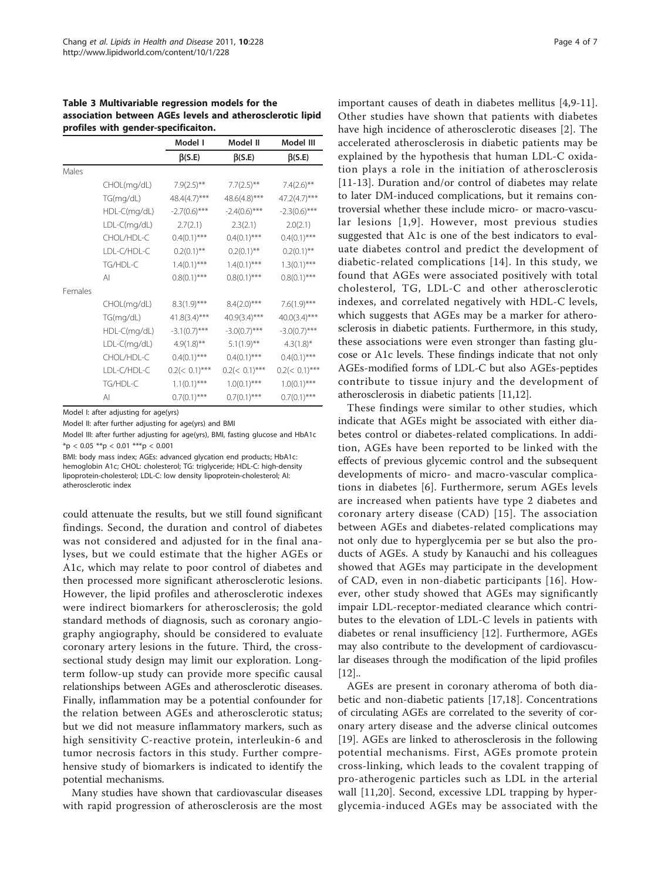**Table 3 Multivariable regression models for the association between AGEs levels and atherosclerotic lipid profiles with gender-specificaiton.**

| | | Model I | Model II | Model III |
|---|---|---|---|---|
| | | β(S.E) | β(S.E) | β(S.E) |
| Males | | | | |
| | CHOL(mg/dL) | 7.9(2.5)** | 7.7(2.5)** | 7.4(2.6)** |
| | TG(mg/dL) | 48.4(4.7)*** | 48.6(4.8)*** | 47.2(4.7)*** |
| | HDL-C(mg/dL) | -2.7(0.6)*** | -2.4(0.6)*** | -2.3(0.6)*** |
| | LDL-C(mg/dL) | 2.7(2.1) | 2.3(2.1) | 2.0(2.1) |
| | CHOL/HDL-C | 0.4(0.1)*** | 0.4(0.1)*** | 0.4(0.1)*** |
| | LDL-C/HDL-C | 0.2(0.1)** | 0.2(0.1)** | 0.2(0.1)** |
| | TG/HDL-C | 1.4(0.1)*** | 1.4(0.1)*** | 1.3(0.1)*** |
| | AI | 0.8(0.1)*** | 0.8(0.1)*** | 0.8(0.1)*** |
| Females | | | | |
| | CHOL(mg/dL) | 8.3(1.9)*** | 8.4(2.0)*** | 7.6(1.9)*** |
| | TG(mg/dL) | 41.8(3.4)*** | 40.9(3.4)*** | 40.0(3.4)*** |
| | HDL-C(mg/dL) | -3.1(0.7)*** | -3.0(0.7)*** | -3.0(0.7)*** |
| | LDL-C(mg/dL) | 4.9(1.8)** | 5.1(1.9)** | 4.3(1.8)* |
| | CHOL/HDL-C | 0.4(0.1)*** | 0.4(0.1)*** | 0.4(0.1)*** |
| | LDL-C/HDL-C | 0.2(< 0.1)*** | 0.2(< 0.1)*** | 0.2(< 0.1)*** |
| | TG/HDL-C | 1.1(0.1)*** | 1.0(0.1)*** | 1.0(0.1)*** |
| | AI | 0.7(0.1)*** | 0.7(0.1)*** | 0.7(0.1)*** |

Model I: after adjusting for age(yrs)

Model II: after further adjusting for age(yrs) and BMI

Model III: after further adjusting for age(yrs), BMI, fasting glucose and HbA1c

*p < 0.05 **p < 0.01 ***p < 0.001

BMI: body mass index; AGEs: advanced glycation end products; HbA1c: hemoglobin A1c; CHOL: cholesterol; TG: triglyceride; HDL-C: high-density lipoprotein-cholesterol; LDL-C: low density lipoprotein-cholesterol; AI: atherosclerotic index

could attenuate the results, but we still found significant findings. Second, the duration and control of diabetes was not considered and adjusted for in the final analyses, but we could estimate that the higher AGEs or A1c, which may relate to poor control of diabetes and then processed more significant atherosclerotic lesions. However, the lipid profiles and atherosclerotic indexes were indirect biomarkers for atherosclerosis; the gold standard methods of diagnosis, such as coronary angiography angiography, should be considered to evaluate coronary artery lesions in the future. Third, the cross-sectional study design may limit our exploration. Long-term follow-up study can provide more specific causal relationships between AGEs and atherosclerotic diseases. Finally, inflammation may be a potential confounder for the relation between AGEs and atherosclerotic status; but we did not measure inflammatory markers, such as high sensitivity C-reactive protein, interleukin-6 and tumor necrosis factors in this study. Further comprehensive study of biomarkers is indicated to identify the potential mechanisms.

Many studies have shown that cardiovascular diseases with rapid progression of atherosclerosis are the most important causes of death in diabetes mellitus [4,9-11]. Other studies have shown that patients with diabetes have high incidence of atherosclerotic diseases [2]. The accelerated atherosclerosis in diabetic patients may be explained by the hypothesis that human LDL-C oxidation plays a role in the initiation of atherosclerosis [11-13]. Duration and/or control of diabetes may relate to later DM-induced complications, but it remains controversial whether these include micro- or macro-vascular lesions [1,9]. However, most previous studies suggested that A1c is one of the best indicators to evaluate diabetes control and predict the development of diabetic-related complications [14]. In this study, we found that AGEs were associated positively with total cholesterol, TG, LDL-C and other atherosclerotic indexes, and correlated negatively with HDL-C levels, which suggests that AGEs may be a marker for atherosclerosis in diabetic patients. Furthermore, in this study, these associations were even stronger than fasting glucose or A1c levels. These findings indicate that not only AGEs-modified forms of LDL-C but also AGEs-peptides contribute to tissue injury and the development of atherosclerosis in diabetic patients [11,12].

These findings were similar to other studies, which indicate that AGEs might be associated with either diabetes control or diabetes-related complications. In addition, AGEs have been reported to be linked with the effects of previous glycemic control and the subsequent developments of micro- and macro-vascular complications in diabetes [6]. Furthermore, serum AGEs levels are increased when patients have type 2 diabetes and coronary artery disease (CAD) [15]. The association between AGEs and diabetes-related complications may not only due to hyperglycemia per se but also the products of AGEs. A study by Kanauchi and his colleagues showed that AGEs may participate in the development of CAD, even in non-diabetic participants [16]. However, other study showed that AGEs may significantly impair LDL-receptor-mediated clearance which contributes to the elevation of LDL-C levels in patients with diabetes or renal insufficiency [12]. Furthermore, AGEs may also contribute to the development of cardiovascular diseases through the modification of the lipid profiles [12]..

AGEs are present in coronary atheroma of both diabetic and non-diabetic patients [17,18]. Concentrations of circulating AGEs are correlated to the severity of coronary artery disease and the adverse clinical outcomes [19]. AGEs are linked to atherosclerosis in the following potential mechanisms. First, AGEs promote protein cross-linking, which leads to the covalent trapping of pro-atherogenic particles such as LDL in the arterial wall [11,20]. Second, excessive LDL trapping by hyperglycemia-induced AGEs may be associated with the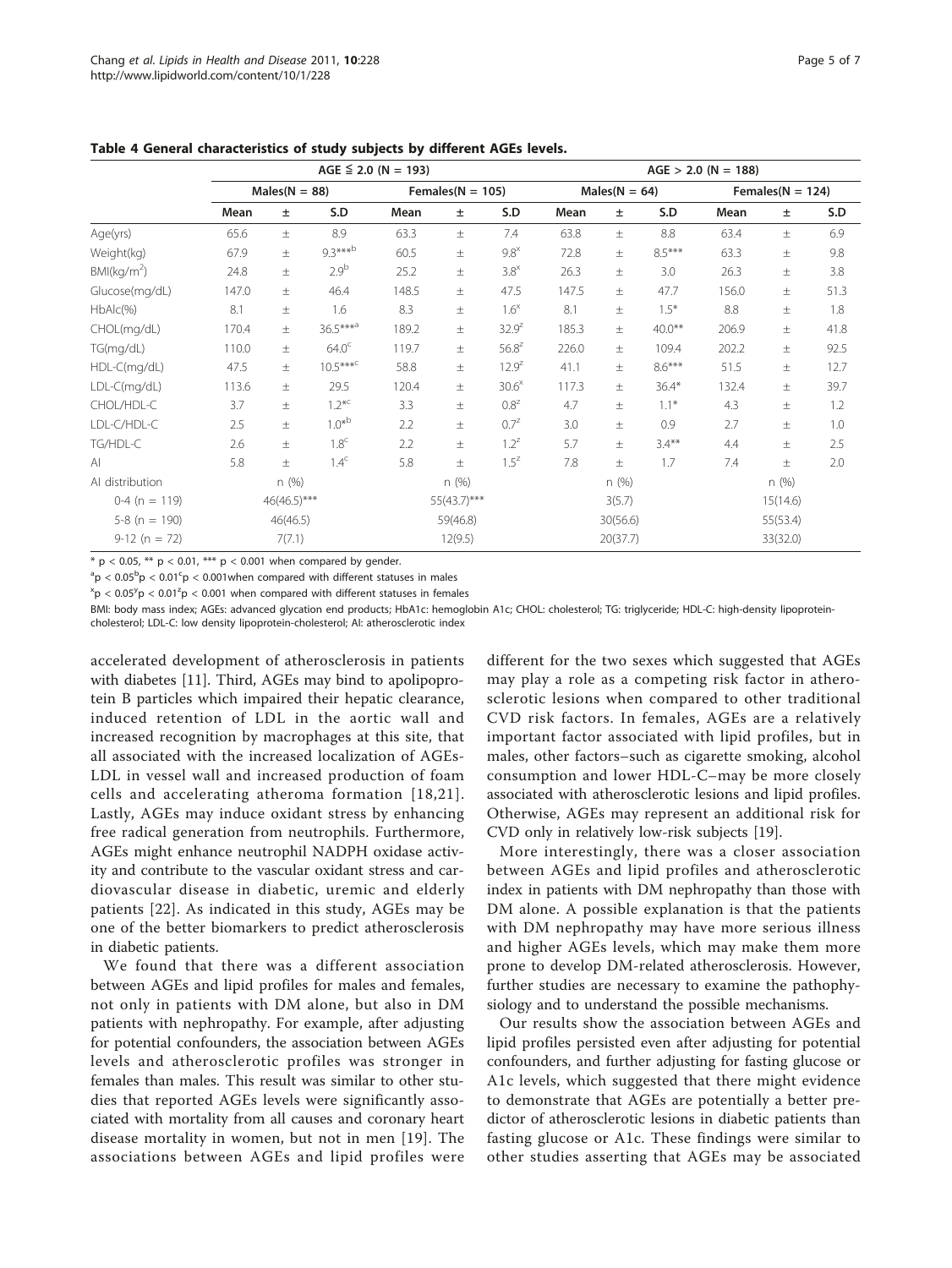**Table 4 General characteristics of study subjects by different AGEs levels.**

| | AGE ≦ 2.0 (N = 193) | | | | | | AGE > 2.0 (N = 188) | | | | | |
|---|---|---|---|---|---|---|---|---|---|---|---|---|
| | Males(N = 88) | | | Females(N = 105) | | | Males(N = 64) | | | Females(N = 124) | | |
| | Mean | ± | S.D | Mean | ± | S.D | Mean | ± | S.D | Mean | ± | S.D |
| Age(yrs) | 65.6 | ± | 8.9 | 63.3 | ± | 7.4 | 63.8 | ± | 8.8 | 63.4 | ± | 6.9 |
| Weight(kg) | 67.9 | ± | 9.3***[b] | 60.5 | ± | 9.8[x] | 72.8 | ± | 8.5*** | 63.3 | ± | 9.8 |
| BMI(kg/m$^2$) | 24.8 | ± | 2.9[b] | 25.2 | ± | 3.8[x] | 26.3 | ± | 3.0 | 26.3 | ± | 3.8 |
| Glucose(mg/dL) | 147.0 | ± | 46.4 | 148.5 | ± | 47.5 | 147.5 | ± | 47.7 | 156.0 | ± | 51.3 |
| HbAlc(%) | 8.1 | ± | 1.6 | 8.3 | ± | 1.6[x] | 8.1 | ± | 1.5* | 8.8 | ± | 1.8 |
| CHOL(mg/dL) | 170.4 | ± | 36.5***[a] | 189.2 | ± | 32.9[z] | 185.3 | ± | 40.0** | 206.9 | ± | 41.8 |
| TG(mg/dL) | 110.0 | ± | 64.0[c] | 119.7 | ± | 56.8[z] | 226.0 | ± | 109.4 | 202.2 | ± | 92.5 |
| HDL-C(mg/dL) | 47.5 | ± | 10.5***[c] | 58.8 | ± | 12.9[z] | 41.1 | ± | 8.6*** | 51.5 | ± | 12.7 |
| LDL-C(mg/dL) | 113.6 | ± | 29.5 | 120.4 | ± | 30.6[x] | 117.3 | ± | 36.4* | 132.4 | ± | 39.7 |
| CHOL/HDL-C | 3.7 | ± | 1.2*[c] | 3.3 | ± | 0.8[z] | 4.7 | ± | 1.1* | 4.3 | ± | 1.2 |
| LDL-C/HDL-C | 2.5 | ± | 1.0*[b] | 2.2 | ± | 0.7[z] | 3.0 | ± | 0.9 | 2.7 | ± | 1.0 |
| TG/HDL-C | 2.6 | ± | 1.8[c] | 2.2 | ± | 1.2[z] | 5.7 | ± | 3.4** | 4.4 | ± | 2.5 |
| AI | 5.8 | ± | 1.4[c] | 5.8 | ± | 1.5[z] | 7.8 | ± | 1.7 | 7.4 | ± | 2.0 |
| AI distribution | | n (%) | | | n (%) | | | n (%) | | | n (%) | |
| 0-4 (n = 119) | | 46(46.5)*** | | | 55(43.7)*** | | | 3(5.7) | | | 15(14.6) | |
| 5-8 (n = 190) | | 46(46.5) | | | 59(46.8) | | | 30(56.6) | | | 55(53.4) | |
| 9-12 (n = 72) | | 7(7.1) | | | 12(9.5) | | | 20(37.7) | | | 33(32.0) | |

* $p < 0.05$, ** $p < 0.01$, *** $p < 0.001$ when compared by gender.

[a]$p < 0.05$[b]$p < 0.01$[c]$p < 0.001$when compared with different statuses in males

[x]$p < 0.05$[y]$p < 0.01$[z]$p < 0.001$ when compared with different statuses in females

BMI: body mass index; AGEs: advanced glycation end products; HbA1c: hemoglobin A1c; CHOL: cholesterol; TG: triglyceride; HDL-C: high-density lipoprotein-cholesterol; LDL-C: low density lipoprotein-cholesterol; AI: atherosclerotic index

accelerated development of atherosclerosis in patients with diabetes [11]. Third, AGEs may bind to apolipoprotein B particles which impaired their hepatic clearance, induced retention of LDL in the aortic wall and increased recognition by macrophages at this site, that all associated with the increased localization of AGEs-LDL in vessel wall and increased production of foam cells and accelerating atheroma formation [18,21]. Lastly, AGEs may induce oxidant stress by enhancing free radical generation from neutrophils. Furthermore, AGEs might enhance neutrophil NADPH oxidase activity and contribute to the vascular oxidant stress and cardiovascular disease in diabetic, uremic and elderly patients [22]. As indicated in this study, AGEs may be one of the better biomarkers to predict atherosclerosis in diabetic patients.

We found that there was a different association between AGEs and lipid profiles for males and females, not only in patients with DM alone, but also in DM patients with nephropathy. For example, after adjusting for potential confounders, the association between AGEs levels and atherosclerotic profiles was stronger in females than males. This result was similar to other studies that reported AGEs levels were significantly associated with mortality from all causes and coronary heart disease mortality in women, but not in men [19]. The associations between AGEs and lipid profiles were different for the two sexes which suggested that AGEs may play a role as a competing risk factor in atherosclerotic lesions when compared to other traditional CVD risk factors. In females, AGEs are a relatively important factor associated with lipid profiles, but in males, other factors–such as cigarette smoking, alcohol consumption and lower HDL-C–may be more closely associated with atherosclerotic lesions and lipid profiles. Otherwise, AGEs may represent an additional risk for CVD only in relatively low-risk subjects [19].

More interestingly, there was a closer association between AGEs and lipid profiles and atherosclerotic index in patients with DM nephropathy than those with DM alone. A possible explanation is that the patients with DM nephropathy may have more serious illness and higher AGEs levels, which may make them more prone to develop DM-related atherosclerosis. However, further studies are necessary to examine the pathophysiology and to understand the possible mechanisms.

Our results show the association between AGEs and lipid profiles persisted even after adjusting for potential confounders, and further adjusting for fasting glucose or A1c levels, which suggested that there might evidence to demonstrate that AGEs are potentially a better predictor of atherosclerotic lesions in diabetic patients than fasting glucose or A1c. These findings were similar to other studies asserting that AGEs may be associated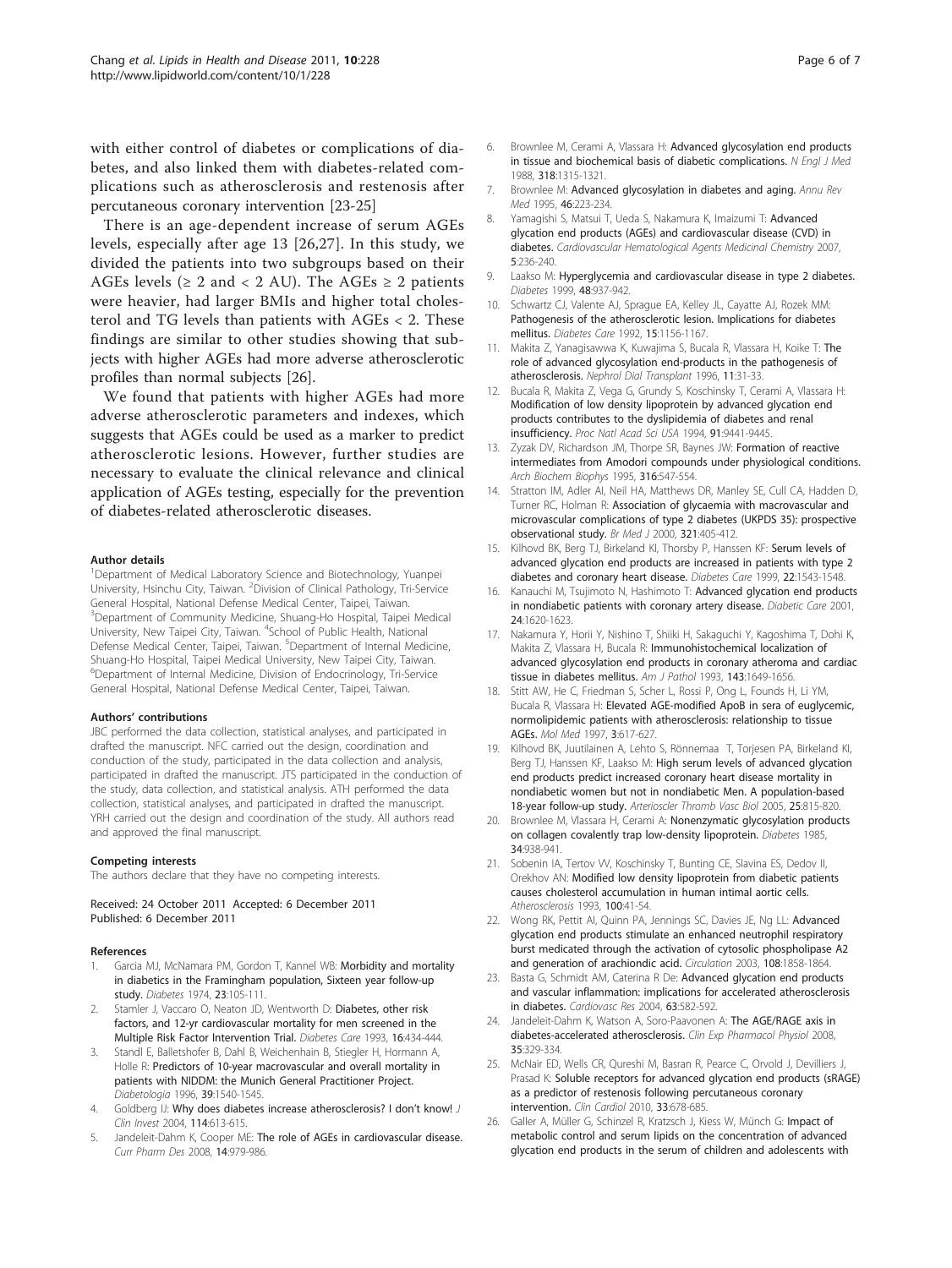with either control of diabetes or complications of diabetes, and also linked them with diabetes-related complications such as atherosclerosis and restenosis after percutaneous coronary intervention [23-25]

There is an age-dependent increase of serum AGEs levels, especially after age 13 [26,27]. In this study, we divided the patients into two subgroups based on their AGEs levels (≥ 2 and < 2 AU). The AGEs ≥ 2 patients were heavier, had larger BMIs and higher total cholesterol and TG levels than patients with AGEs < 2. These findings are similar to other studies showing that subjects with higher AGEs had more adverse atherosclerotic profiles than normal subjects [26].

We found that patients with higher AGEs had more adverse atherosclerotic parameters and indexes, which suggests that AGEs could be used as a marker to predict atherosclerotic lesions. However, further studies are necessary to evaluate the clinical relevance and clinical application of AGEs testing, especially for the prevention of diabetes-related atherosclerotic diseases.

#### Author details

[1]Department of Medical Laboratory Science and Biotechnology, Yuanpei University, Hsinchu City, Taiwan. [2]Division of Clinical Pathology, Tri-Service General Hospital, National Defense Medical Center, Taipei, Taiwan. [3]Department of Community Medicine, Shuang-Ho Hospital, Taipei Medical University, New Taipei City, Taiwan. [4]School of Public Health, National Defense Medical Center, Taipei, Taiwan. [5]Department of Internal Medicine, Shuang-Ho Hospital, Taipei Medical University, New Taipei City, Taiwan. [6]Department of Internal Medicine, Division of Endocrinology, Tri-Service General Hospital, National Defense Medical Center, Taipei, Taiwan.

#### Authors' contributions

JBC performed the data collection, statistical analyses, and participated in drafted the manuscript. NFC carried out the design, coordination and conduction of the study, participated in the data collection and analysis, participated in drafted the manuscript. JTS participated in the conduction of the study, data collection, and statistical analysis. ATH performed the data collection, statistical analyses, and participated in drafted the manuscript. YRH carried out the design and coordination of the study. All authors read and approved the final manuscript.

#### Competing interests

The authors declare that they have no competing interests.

Received: 24 October 2011 Accepted: 6 December 2011
Published: 6 December 2011

#### References

1. Garcia MJ, McNamara PM, Gordon T, Kannel WB: **Morbidity and mortality in diabetics in the Framingham population, Sixteen year follow-up study.** *Diabetes* 1974, **23**:105-111.
2. Stamler J, Vaccaro O, Neaton JD, Wentworth D: **Diabetes, other risk factors, and 12-yr cardiovascular mortality for men screened in the Multiple Risk Factor Intervention Trial.** *Diabetes Care* 1993, **16**:434-444.
3. Standl E, Balletshofer B, Dahl B, Weichenhain B, Stiegler H, Hormann A, Holle R: **Predictors of 10-year macrovascular and overall mortality in patients with NIDDM: the Munich General Practitioner Project.** *Diabetologia* 1996, **39**:1540-1545.
4. Goldberg IJ: **Why does diabetes increase atherosclerosis? I don't know!** *J Clin Invest* 2004, **114**:613-615.
5. Jandeleit-Dahm K, Cooper ME: **The role of AGEs in cardiovascular disease.** *Curr Pharm Des* 2008, **14**:979-986.
6. Brownlee M, Cerami A, Vlassara H: **Advanced glycosylation end products in tissue and biochemical basis of diabetic complications.** *N Engl J Med* 1988, **318**:1315-1321.
7. Brownlee M: **Advanced glycosylation in diabetes and aging.** *Annu Rev Med* 1995, **46**:223-234.
8. Yamagishi S, Matsui T, Ueda S, Nakamura K, Imaizumi T: **Advanced glycation end products (AGEs) and cardiovascular disease (CVD) in diabetes.** *Cardiovascular Hematological Agents Medicinal Chemistry* 2007, **5**:236-240.
9. Laakso M: **Hyperglycemia and cardiovascular disease in type 2 diabetes.** *Diabetes* 1999, **48**:937-942.
10. Schwartz CJ, Valente AJ, Sprague EA, Kelley JL, Cayatte AJ, Rozek MM: **Pathogenesis of the atherosclerotic lesion. Implications for diabetes mellitus.** *Diabetes Care* 1992, **15**:1156-1167.
11. Makita Z, Yanagisawwa K, Kuwajima S, Bucala R, Vlassara H, Koike T: **The role of advanced glycosylation end-products in the pathogenesis of atherosclerosis.** *Nephrol Dial Transplant* 1996, **11**:31-33.
12. Bucala R, Makita Z, Vega G, Grundy S, Koschinsky T, Cerami A, Vlassara H: **Modification of low density lipoprotein by advanced glycation end products contributes to the dyslipidemia of diabetes and renal insufficiency.** *Proc Natl Acad Sci USA* 1994, **91**:9441-9445.
13. Zyzak DV, Richardson JM, Thorpe SR, Baynes JW: **Formation of reactive intermediates from Amodori compounds under physiological conditions.** *Arch Biochem Biophys* 1995, **316**:547-554.
14. Stratton IM, Adler AI, Neil HA, Matthews DR, Manley SE, Cull CA, Hadden D, Turner RC, Holman R: **Association of glycaemia with macrovascular and microvascular complications of type 2 diabetes (UKPDS 35): prospective observational study.** *Br Med J* 2000, **321**:405-412.
15. Kilhovd BK, Berg TJ, Birkeland KI, Thorsby P, Hanssen KF: **Serum levels of advanced glycation end products are increased in patients with type 2 diabetes and coronary heart disease.** *Diabetes Care* 1999, **22**:1543-1548.
16. Kanauchi M, Tsujimoto N, Hashimoto T: **Advanced glycation end products in nondiabetic patients with coronary artery disease.** *Diabetic Care* 2001, **24**:1620-1623.
17. Nakamura Y, Horii Y, Nishino T, Shiiki H, Sakaguchi Y, Kagoshima T, Dohi K, Makita Z, Vlassara H, Bucala R: **Immunohistochemical localization of advanced glycosylation end products in coronary atheroma and cardiac tissue in diabetes mellitus.** *Am J Pathol* 1993, **143**:1649-1656.
18. Stitt AW, He C, Friedman S, Scher L, Rossi P, Ong L, Founds H, Li YM, Bucala R, Vlassara H: **Elevated AGE-modified ApoB in sera of euglycemic, normolipidemic patients with atherosclerosis: relationship to tissue AGEs.** *Mol Med* 1997, **3**:617-627.
19. Kilhovd BK, Juutilainen A, Lehto S, Rönnemaa T, Torjesen PA, Birkeland KI, Berg TJ, Hanssen KF, Laakso M: **High serum levels of advanced glycation end products predict increased coronary heart disease mortality in nondiabetic women but not in nondiabetic Men. A population-based 18-year follow-up study.** *Arterioscler Thromb Vasc Biol* 2005, **25**:815-820.
20. Brownlee M, Vlassara H, Cerami A: **Nonenzymatic glycosylation products on collagen covalently trap low-density lipoprotein.** *Diabetes* 1985, **34**:938-941.
21. Sobenin IA, Tertov VV, Koschinsky T, Bunting CE, Slavina ES, Dedov II, Orekhov AN: **Modified low density lipoprotein from diabetic patients causes cholesterol accumulation in human intimal aortic cells.** *Atherosclerosis* 1993, **100**:41-54.
22. Wong RK, Pettit AI, Quinn PA, Jennings SC, Davies JE, Ng LL: **Advanced glycation end products stimulate an enhanced neutrophil respiratory burst medicated through the activation of cytosolic phospholipase A2 and generation of arachiondic acid.** *Circulation* 2003, **108**:1858-1864.
23. Basta G, Schmidt AM, Caterina R De: **Advanced glycation end products and vascular inflammation: implications for accelerated atherosclerosis in diabetes.** *Cardiovasc Res* 2004, **63**:582-592.
24. Jandeleit-Dahm K, Watson A, Soro-Paavonen A: **The AGE/RAGE axis in diabetes-accelerated atherosclerosis.** *Clin Exp Pharmacol Physiol* 2008, **35**:329-334.
25. McNair ED, Wells CR, Qureshi M, Basran R, Pearce C, Orvold J, Devilliers J, Prasad K: **Soluble receptors for advanced glycation end products (sRAGE) as a predictor of restenosis following percutaneous coronary intervention.** *Clin Cardiol* 2010, **33**:678-685.
26. Galler A, Müller G, Schinzel R, Kratzsch J, Kiess W, Münch G: **Impact of metabolic control and serum lipids on the concentration of advanced glycation end products in the serum of children and adolescents with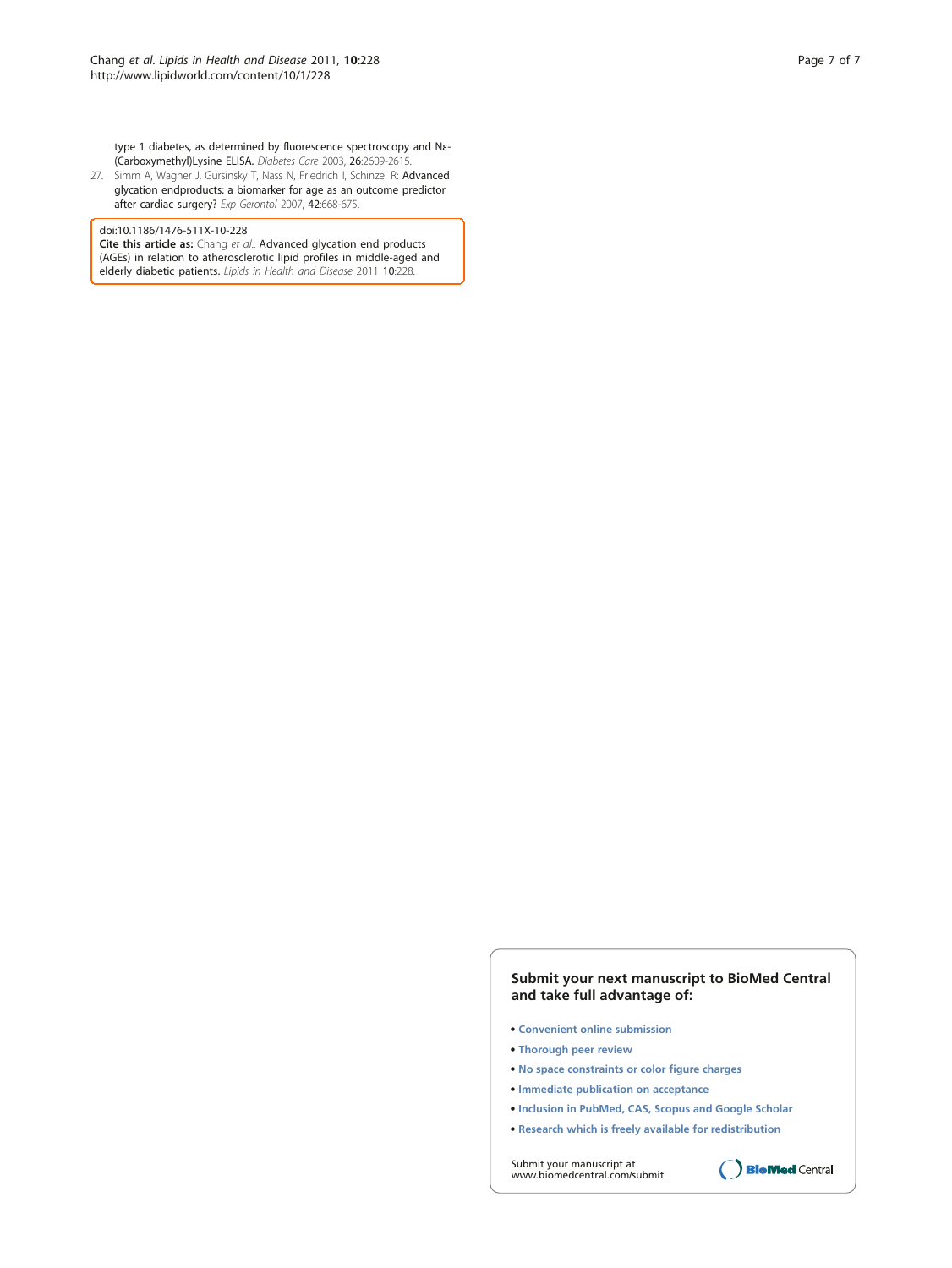type 1 diabetes, as determined by fluorescence spectroscopy and Nε-(Carboxymethyl)Lysine ELISA. *Diabetes Care* 2003, **26**:2609-2615.

27. Simm A, Wagner J, Gursinsky T, Nass N, Friedrich I, Schinzel R: **Advanced glycation endproducts: a biomarker for age as an outcome predictor after cardiac surgery?** *Exp Gerontol* 2007, **42**:668-675.

doi:10.1186/1476-511X-10-228

**Cite this article as:** Chang *et al.*: Advanced glycation end products (AGEs) in relation to atherosclerotic lipid profiles in middle-aged and elderly diabetic patients. *Lipids in Health and Disease* 2011 **10**:228.

**Submit your next manuscript to BioMed Central and take full advantage of:**

- **Convenient online submission**
- **Thorough peer review**
- **No space constraints or color figure charges**
- **Immediate publication on acceptance**
- **Inclusion in PubMed, CAS, Scopus and Google Scholar**
- **Research which is freely available for redistribution**

Submit your manuscript at
www.biomedcentral.com/submit

BioMed Central